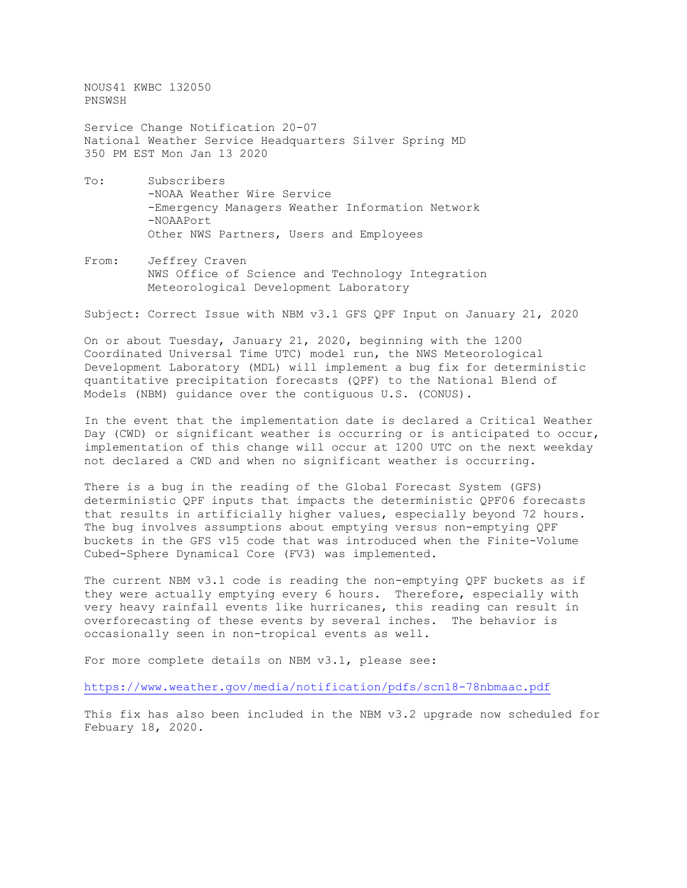NOUS41 KWBC 132050
PNSWSH

Service Change Notification 20-07
National Weather Service Headquarters Silver Spring MD
350 PM EST Mon Jan 13 2020

To: Subscribers
-NOAA Weather Wire Service
-Emergency Managers Weather Information Network
-NOAAPort
Other NWS Partners, Users and Employees

From: Jeffrey Craven
NWS Office of Science and Technology Integration
Meteorological Development Laboratory

Subject: Correct Issue with NBM v3.1 GFS QPF Input on January 21, 2020

On or about Tuesday, January 21, 2020, beginning with the 1200 Coordinated Universal Time UTC) model run, the NWS Meteorological Development Laboratory (MDL) will implement a bug fix for deterministic quantitative precipitation forecasts (QPF) to the National Blend of Models (NBM) guidance over the contiguous U.S. (CONUS).

In the event that the implementation date is declared a Critical Weather Day (CWD) or significant weather is occurring or is anticipated to occur, implementation of this change will occur at 1200 UTC on the next weekday not declared a CWD and when no significant weather is occurring.

There is a bug in the reading of the Global Forecast System (GFS) deterministic QPF inputs that impacts the deterministic QPF06 forecasts that results in artificially higher values, especially beyond 72 hours. The bug involves assumptions about emptying versus non-emptying QPF buckets in the GFS v15 code that was introduced when the Finite-Volume Cubed-Sphere Dynamical Core (FV3) was implemented.

The current NBM v3.1 code is reading the non-emptying QPF buckets as if they were actually emptying every 6 hours. Therefore, especially with very heavy rainfall events like hurricanes, this reading can result in overforecasting of these events by several inches. The behavior is occasionally seen in non-tropical events as well.

For more complete details on NBM v3.1, please see:

https://www.weather.gov/media/notification/pdfs/scn18-78nbmaac.pdf

This fix has also been included in the NBM v3.2 upgrade now scheduled for Febuary 18, 2020.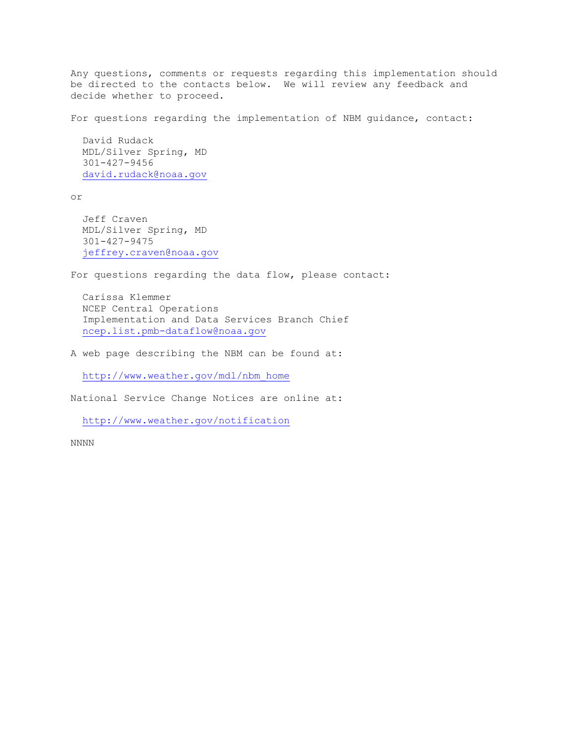Any questions, comments or requests regarding this implementation should be directed to the contacts below. We will review any feedback and decide whether to proceed.

For questions regarding the implementation of NBM guidance, contact:

David Rudack
MDL/Silver Spring, MD
301-427-9456
david.rudack@noaa.gov

or

Jeff Craven
MDL/Silver Spring, MD
301-427-9475
jeffrey.craven@noaa.gov

For questions regarding the data flow, please contact:

Carissa Klemmer
NCEP Central Operations
Implementation and Data Services Branch Chief
ncep.list.pmb-dataflow@noaa.gov

A web page describing the NBM can be found at:

http://www.weather.gov/mdl/nbm_home

National Service Change Notices are online at:

http://www.weather.gov/notification

NNNN